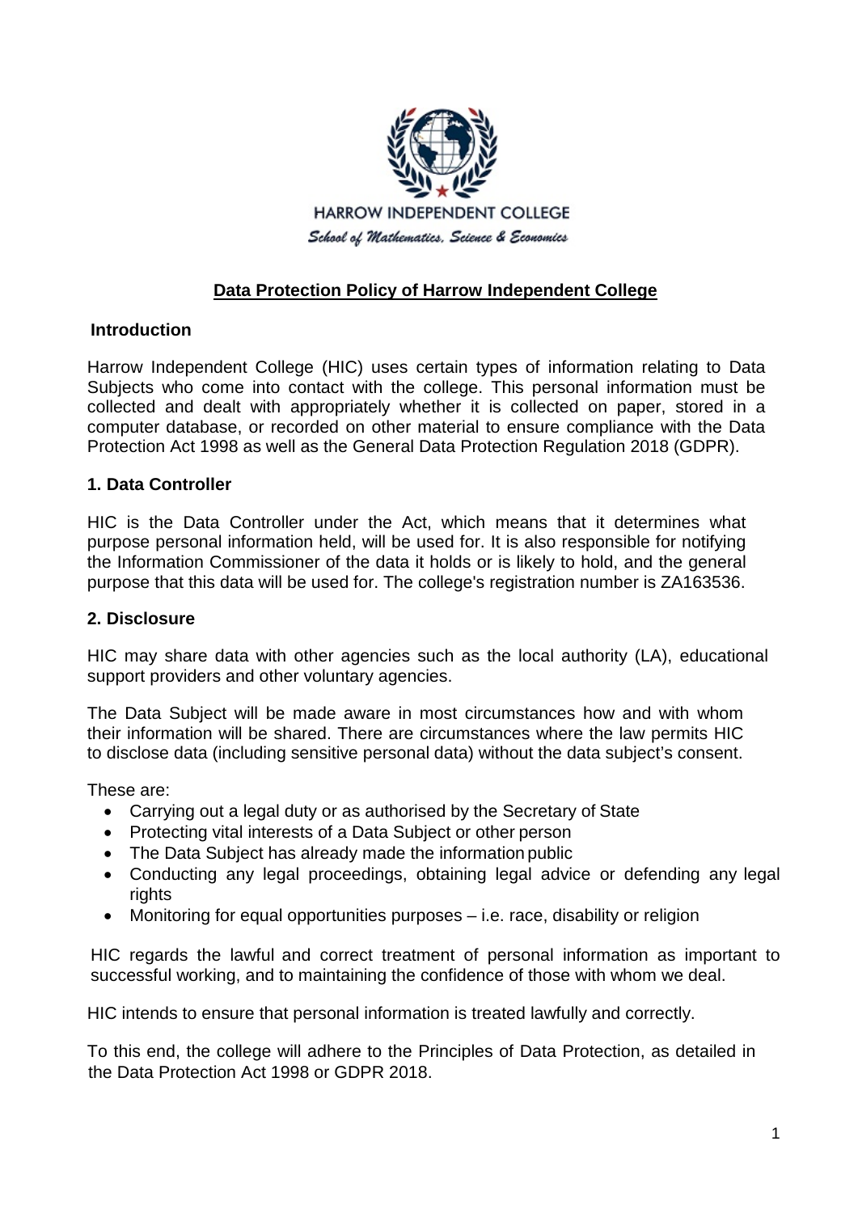HARROW INDEPENDENT COLLEGE

*School of Mathematics, Science & Economics*

# Data Protection Policy of Harrow Independent College

## Introduction

Harrow Independent College (HIC) uses certain types of information relating to Data Subjects who come into contact with the college. This personal information must be collected and dealt with appropriately whether it is collected on paper, stored in a computer database, or recorded on other material to ensure compliance with the Data Protection Act 1998 as well as the General Data Protection Regulation 2018 (GDPR).

## 1. Data Controller

HIC is the Data Controller under the Act, which means that it determines what purpose personal information held, will be used for. It is also responsible for notifying the Information Commissioner of the data it holds or is likely to hold, and the general purpose that this data will be used for. The college's registration number is ZA163536.

## 2. Disclosure

HIC may share data with other agencies such as the local authority (LA), educational support providers and other voluntary agencies.

The Data Subject will be made aware in most circumstances how and with whom their information will be shared. There are circumstances where the law permits HIC to disclose data (including sensitive personal data) without the data subject's consent.

These are:

- Carrying out a legal duty or as authorised by the Secretary of State
- Protecting vital interests of a Data Subject or other person
- The Data Subject has already made the information public
- Conducting any legal proceedings, obtaining legal advice or defending any legal rights
- Monitoring for equal opportunities purposes – i.e. race, disability or religion

HIC regards the lawful and correct treatment of personal information as important to successful working, and to maintaining the confidence of those with whom we deal.

HIC intends to ensure that personal information is treated lawfully and correctly.

To this end, the college will adhere to the Principles of Data Protection, as detailed in the Data Protection Act 1998 or GDPR 2018.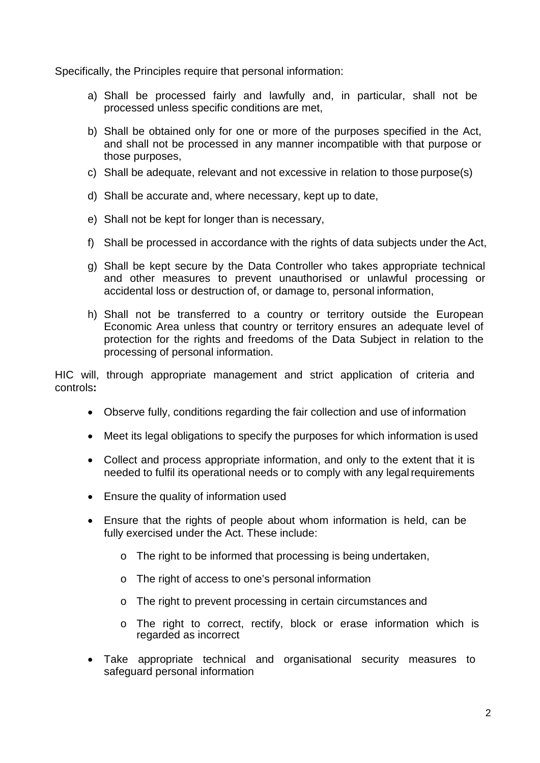Specifically, the Principles require that personal information:

a) Shall be processed fairly and lawfully and, in particular, shall not be processed unless specific conditions are met,

b) Shall be obtained only for one or more of the purposes specified in the Act, and shall not be processed in any manner incompatible with that purpose or those purposes,

c) Shall be adequate, relevant and not excessive in relation to those purpose(s)

d) Shall be accurate and, where necessary, kept up to date,

e) Shall not be kept for longer than is necessary,

f) Shall be processed in accordance with the rights of data subjects under the Act,

g) Shall be kept secure by the Data Controller who takes appropriate technical and other measures to prevent unauthorised or unlawful processing or accidental loss or destruction of, or damage to, personal information,

h) Shall not be transferred to a country or territory outside the European Economic Area unless that country or territory ensures an adequate level of protection for the rights and freedoms of the Data Subject in relation to the processing of personal information.

HIC will, through appropriate management and strict application of criteria and controls**:**

- Observe fully, conditions regarding the fair collection and use of information
- Meet its legal obligations to specify the purposes for which information is used
- Collect and process appropriate information, and only to the extent that it is needed to fulfil its operational needs or to comply with any legal requirements
- Ensure the quality of information used
- Ensure that the rights of people about whom information is held, can be fully exercised under the Act. These include:
  - The right to be informed that processing is being undertaken,
  - The right of access to one's personal information
  - The right to prevent processing in certain circumstances and
  - The right to correct, rectify, block or erase information which is regarded as incorrect
- Take appropriate technical and organisational security measures to safeguard personal information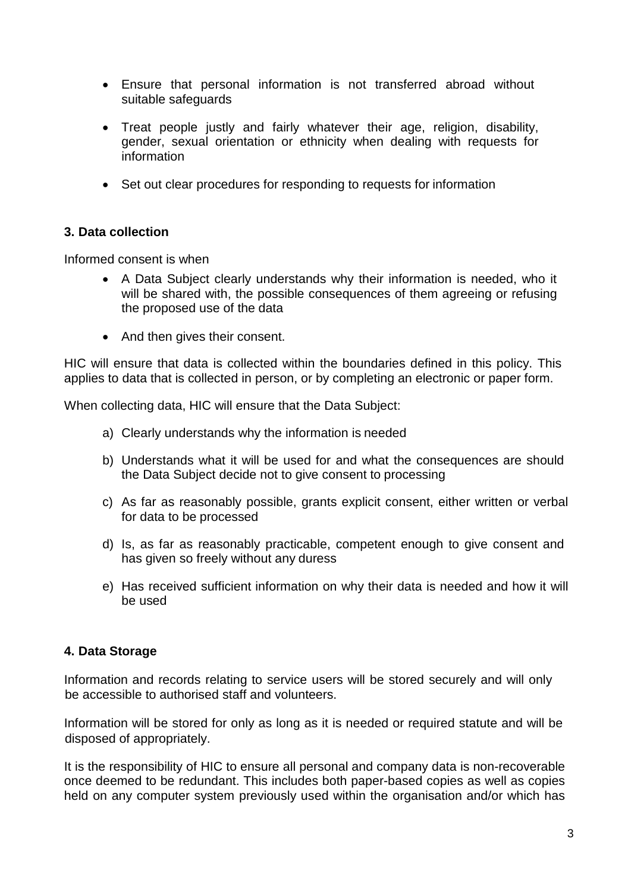- Ensure that personal information is not transferred abroad without suitable safeguards

- Treat people justly and fairly whatever their age, religion, disability, gender, sexual orientation or ethnicity when dealing with requests for information

- Set out clear procedures for responding to requests for information

### 3. Data collection

Informed consent is when

- A Data Subject clearly understands why their information is needed, who it will be shared with, the possible consequences of them agreeing or refusing the proposed use of the data

- And then gives their consent.

HIC will ensure that data is collected within the boundaries defined in this policy. This applies to data that is collected in person, or by completing an electronic or paper form.

When collecting data, HIC will ensure that the Data Subject:

a) Clearly understands why the information is needed

b) Understands what it will be used for and what the consequences are should the Data Subject decide not to give consent to processing

c) As far as reasonably possible, grants explicit consent, either written or verbal for data to be processed

d) Is, as far as reasonably practicable, competent enough to give consent and has given so freely without any duress

e) Has received sufficient information on why their data is needed and how it will be used

### 4. Data Storage

Information and records relating to service users will be stored securely and will only be accessible to authorised staff and volunteers.

Information will be stored for only as long as it is needed or required statute and will be disposed of appropriately.

It is the responsibility of HIC to ensure all personal and company data is non-recoverable once deemed to be redundant. This includes both paper-based copies as well as copies held on any computer system previously used within the organisation and/or which has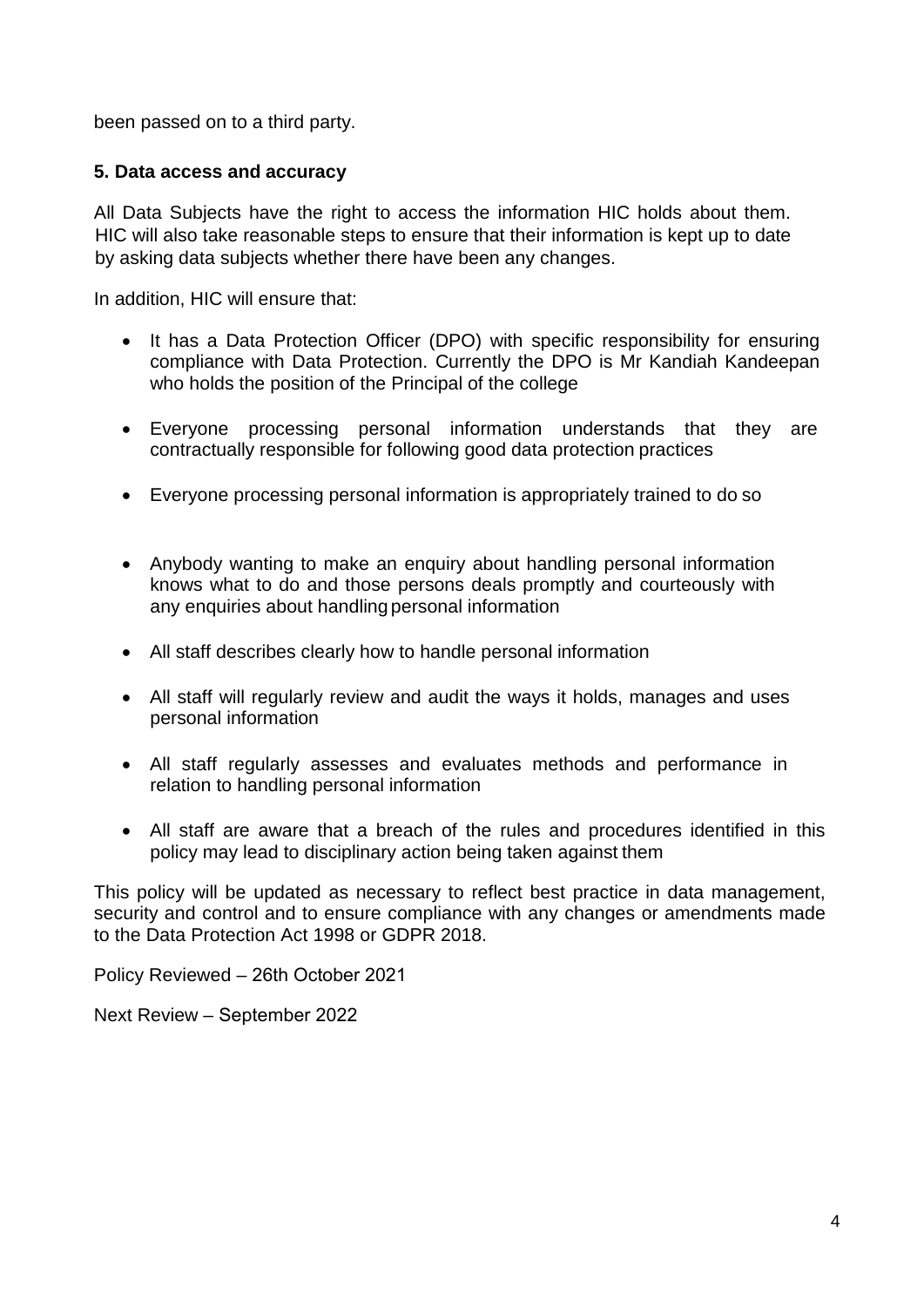been passed on to a third party.

**5. Data access and accuracy**

All Data Subjects have the right to access the information HIC holds about them. HIC will also take reasonable steps to ensure that their information is kept up to date by asking data subjects whether there have been any changes.

In addition, HIC will ensure that:

- It has a Data Protection Officer (DPO) with specific responsibility for ensuring compliance with Data Protection. Currently the DPO is Mr Kandiah Kandeepan who holds the position of the Principal of the college
- Everyone processing personal information understands that they are contractually responsible for following good data protection practices
- Everyone processing personal information is appropriately trained to do so
- Anybody wanting to make an enquiry about handling personal information knows what to do and those persons deals promptly and courteously with any enquiries about handling personal information
- All staff describes clearly how to handle personal information
- All staff will regularly review and audit the ways it holds, manages and uses personal information
- All staff regularly assesses and evaluates methods and performance in relation to handling personal information
- All staff are aware that a breach of the rules and procedures identified in this policy may lead to disciplinary action being taken against them

This policy will be updated as necessary to reflect best practice in data management, security and control and to ensure compliance with any changes or amendments made to the Data Protection Act 1998 or GDPR 2018.

Policy Reviewed – 26th October 2021

Next Review – September 2022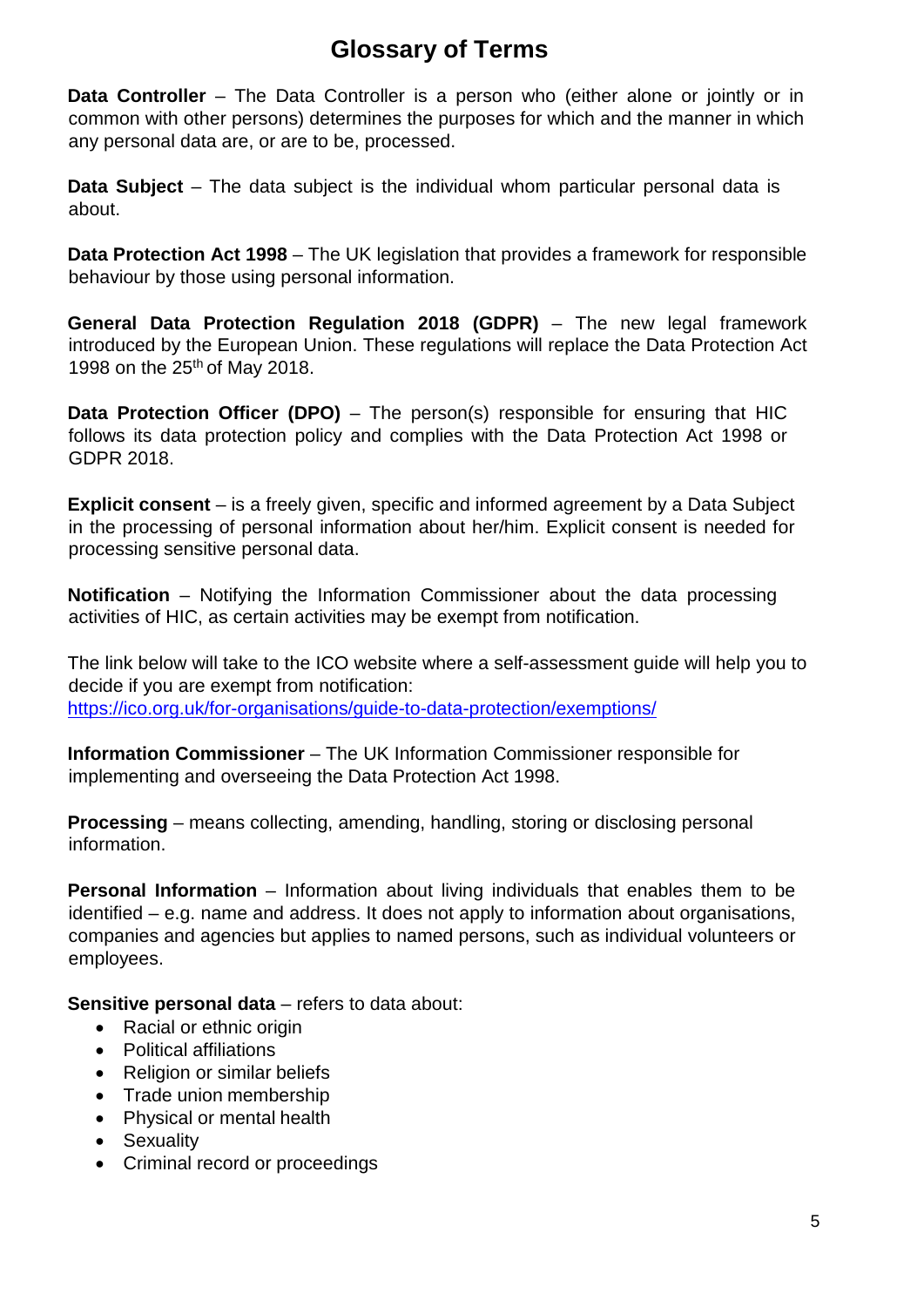# Glossary of Terms

**Data Controller** – The Data Controller is a person who (either alone or jointly or in common with other persons) determines the purposes for which and the manner in which any personal data are, or are to be, processed.

**Data Subject** – The data subject is the individual whom particular personal data is about.

**Data Protection Act 1998** – The UK legislation that provides a framework for responsible behaviour by those using personal information.

**General Data Protection Regulation 2018 (GDPR)** – The new legal framework introduced by the European Union. These regulations will replace the Data Protection Act 1998 on the 25th of May 2018.

**Data Protection Officer (DPO)** – The person(s) responsible for ensuring that HIC follows its data protection policy and complies with the Data Protection Act 1998 or GDPR 2018.

**Explicit consent** – is a freely given, specific and informed agreement by a Data Subject in the processing of personal information about her/him. Explicit consent is needed for processing sensitive personal data.

**Notification** – Notifying the Information Commissioner about the data processing activities of HIC, as certain activities may be exempt from notification.

The link below will take to the ICO website where a self-assessment guide will help you to decide if you are exempt from notification:
[https://ico.org.uk/for-organisations/guide-to-data-protection/exemptions/](https://ico.org.uk/for-organisations/guide-to-data-protection/exemptions/)

**Information Commissioner** – The UK Information Commissioner responsible for implementing and overseeing the Data Protection Act 1998.

**Processing** – means collecting, amending, handling, storing or disclosing personal information.

**Personal Information** – Information about living individuals that enables them to be identified – e.g. name and address. It does not apply to information about organisations, companies and agencies but applies to named persons, such as individual volunteers or employees.

**Sensitive personal data** – refers to data about:

- Racial or ethnic origin
- Political affiliations
- Religion or similar beliefs
- Trade union membership
- Physical or mental health
- Sexuality
- Criminal record or proceedings